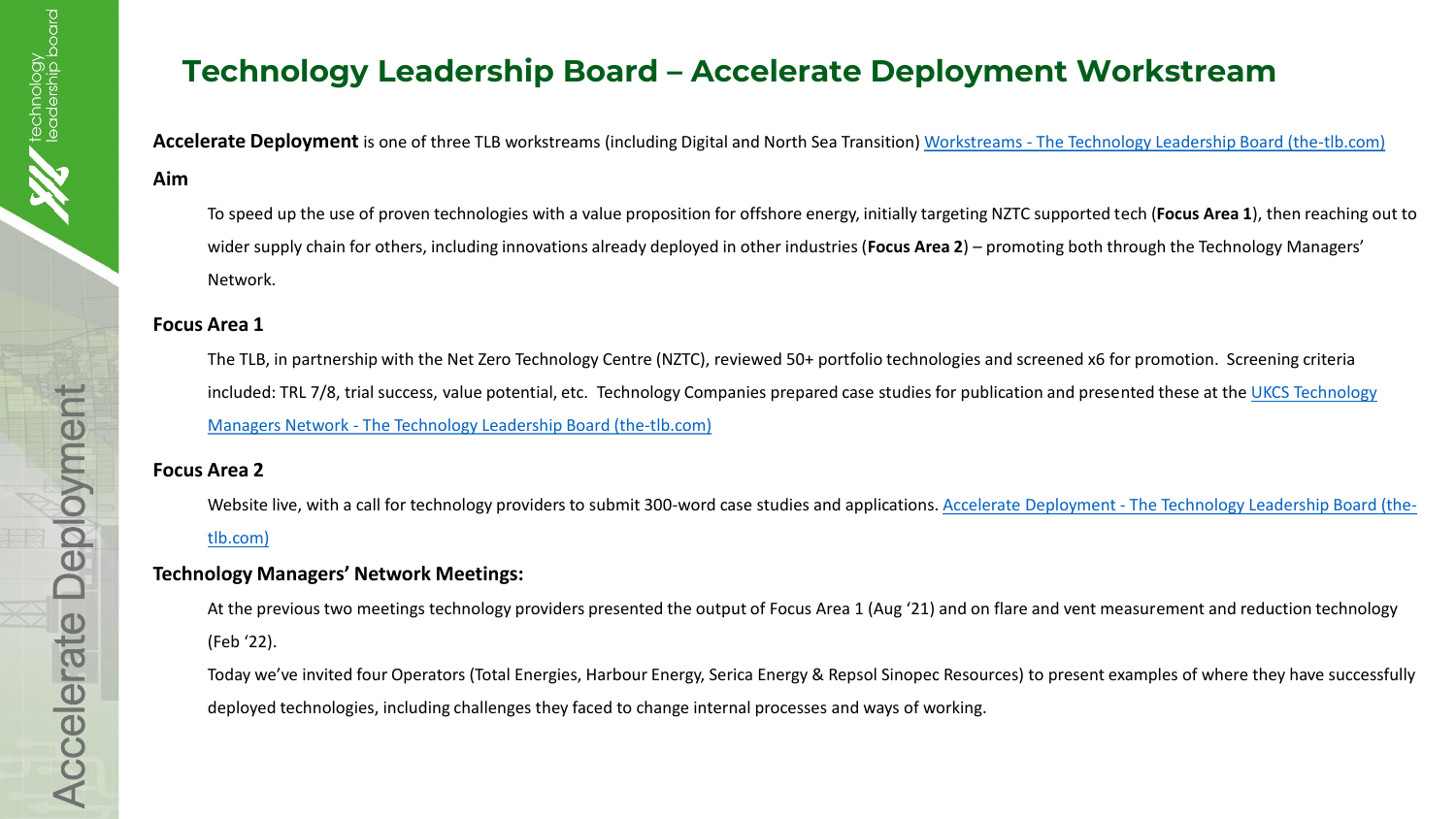# Technology Leadership Board – Accelerate Deployment Workstream

**Accelerate Deployment** is one of three TLB workstreams (including Digital and North Sea Transition) Workstreams - The Technology Leadership Board (the-tlb.com)

**Aim**

To speed up the use of proven technologies with a value proposition for offshore energy, initially targeting NZTC supported tech (**Focus Area 1**), then reaching out to wider supply chain for others, including innovations already deployed in other industries (**Focus Area 2**) – promoting both through the Technology Managers' Network.

**Focus Area 1**

The TLB, in partnership with the Net Zero Technology Centre (NZTC), reviewed 50+ portfolio technologies and screened x6 for promotion. Screening criteria included: TRL 7/8, trial success, value potential, etc. Technology Companies prepared case studies for publication and presented these at the UKCS Technology Managers Network - The Technology Leadership Board (the-tlb.com)

**Focus Area 2**

Website live, with a call for technology providers to submit 300-word case studies and applications. Accelerate Deployment - The Technology Leadership Board (the-tlb.com)

**Technology Managers' Network Meetings:**

At the previous two meetings technology providers presented the output of Focus Area 1 (Aug '21) and on flare and vent measurement and reduction technology (Feb '22).

Today we've invited four Operators (Total Energies, Harbour Energy, Serica Energy & Repsol Sinopec Resources) to present examples of where they have successfully deployed technologies, including challenges they faced to change internal processes and ways of working.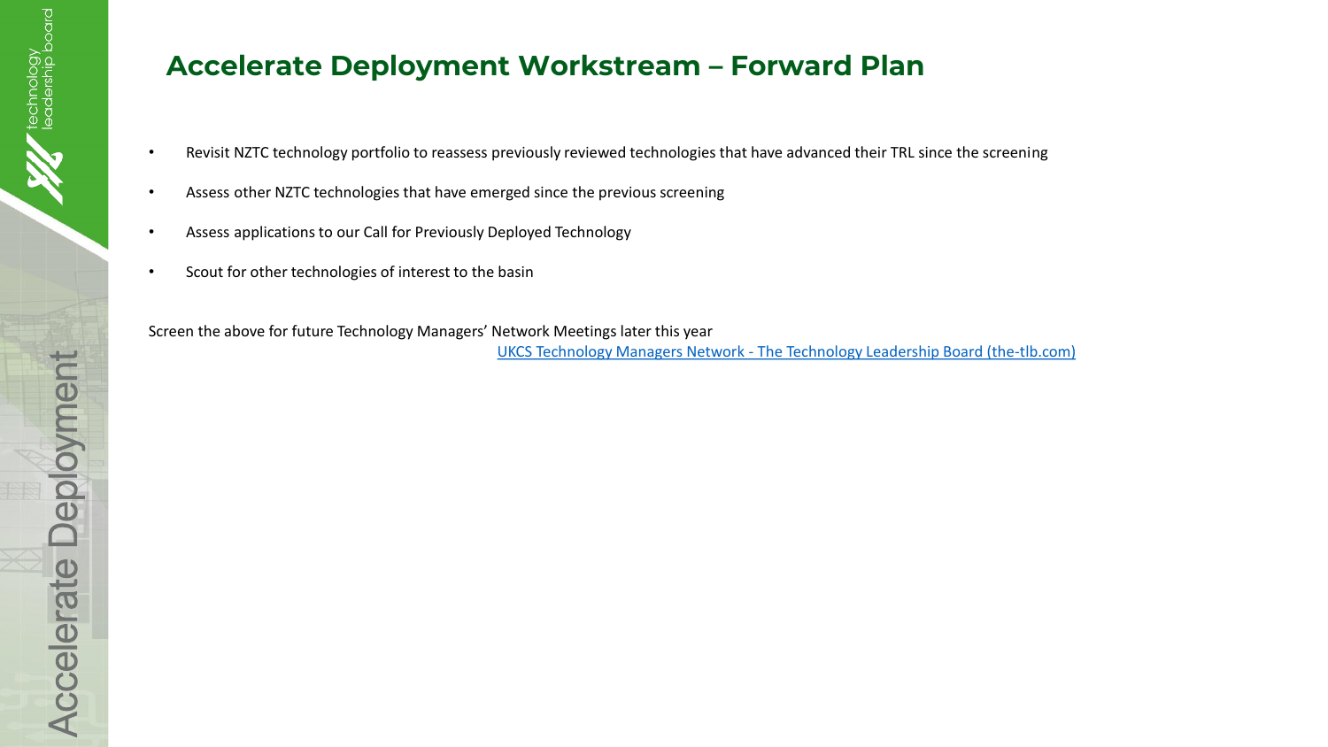# Accelerate Deployment Workstream – Forward Plan

- Revisit NZTC technology portfolio to reassess previously reviewed technologies that have advanced their TRL since the screening
- Assess other NZTC technologies that have emerged since the previous screening
- Assess applications to our Call for Previously Deployed Technology
- Scout for other technologies of interest to the basin

Screen the above for future Technology Managers' Network Meetings later this year

UKCS Technology Managers Network - The Technology Leadership Board (the-tlb.com)